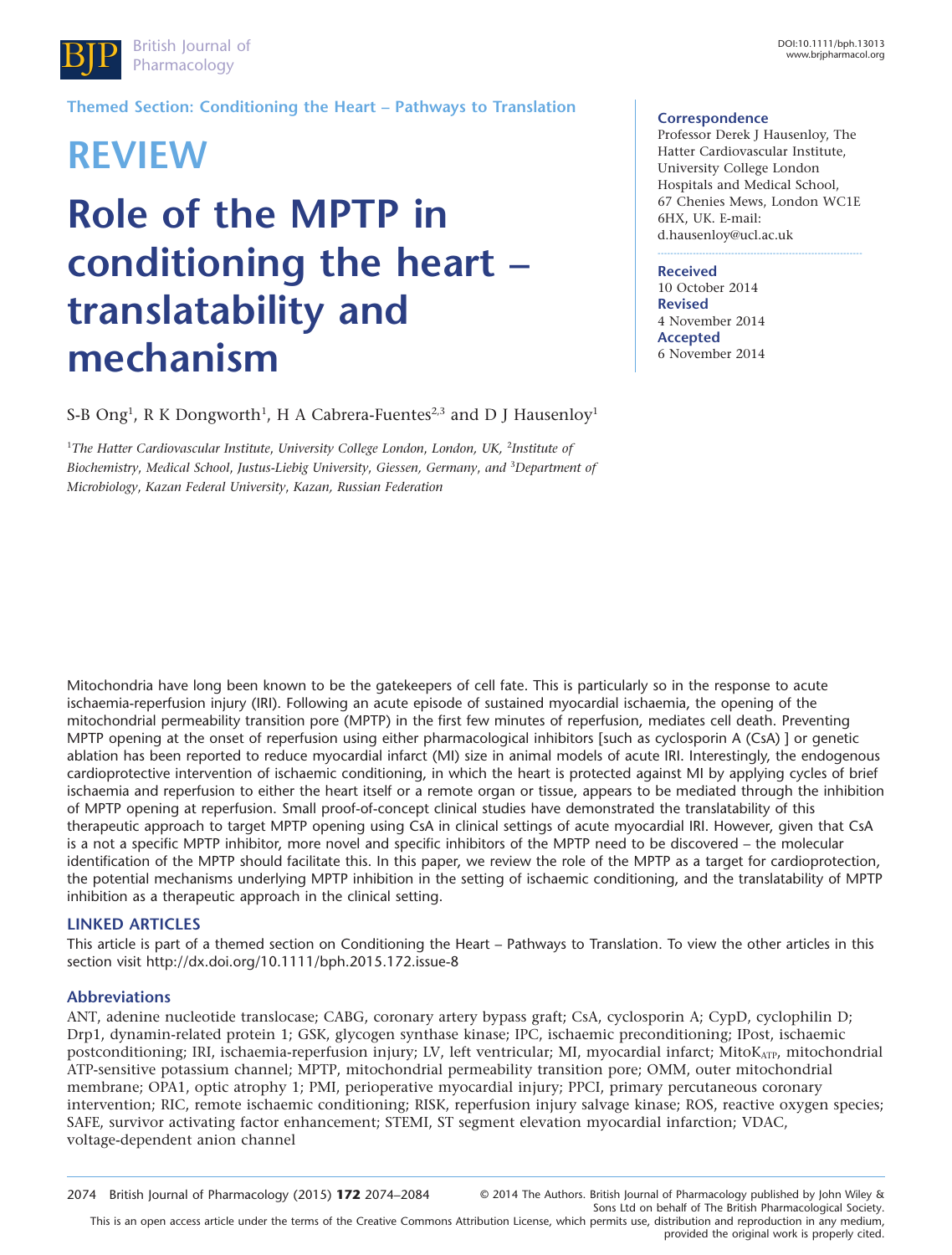Themed Section: Conditioning the Heart – Pathways to Translation

# REVIEW

# Role of the MPTP in conditioning the heart – translatability and mechanism

S-B Ong[1], R K Dongworth[1], H A Cabrera-Fuentes[2,3] and D J Hausenloy[1]

[1]*The Hatter Cardiovascular Institute, University College London, London, UK,* [2]*Institute of Biochemistry, Medical School, Justus-Liebig University, Giessen, Germany, and* [3]*Department of Microbiology, Kazan Federal University, Kazan, Russian Federation*

**Correspondence**
Professor Derek J Hausenloy, The Hatter Cardiovascular Institute, University College London Hospitals and Medical School, 67 Chenies Mews, London WC1E 6HX, UK. E-mail: d.hausenloy@ucl.ac.uk

**Received**
10 October 2014
**Revised**
4 November 2014
**Accepted**
6 November 2014

Mitochondria have long been known to be the gatekeepers of cell fate. This is particularly so in the response to acute ischaemia-reperfusion injury (IRI). Following an acute episode of sustained myocardial ischaemia, the opening of the mitochondrial permeability transition pore (MPTP) in the first few minutes of reperfusion, mediates cell death. Preventing MPTP opening at the onset of reperfusion using either pharmacological inhibitors [such as cyclosporin A (CsA) ] or genetic ablation has been reported to reduce myocardial infarct (MI) size in animal models of acute IRI. Interestingly, the endogenous cardioprotective intervention of ischaemic conditioning, in which the heart is protected against MI by applying cycles of brief ischaemia and reperfusion to either the heart itself or a remote organ or tissue, appears to be mediated through the inhibition of MPTP opening at reperfusion. Small proof-of-concept clinical studies have demonstrated the translatability of this therapeutic approach to target MPTP opening using CsA in clinical settings of acute myocardial IRI. However, given that CsA is a not a specific MPTP inhibitor, more novel and specific inhibitors of the MPTP need to be discovered – the molecular identification of the MPTP should facilitate this. In this paper, we review the role of the MPTP as a target for cardioprotection, the potential mechanisms underlying MPTP inhibition in the setting of ischaemic conditioning, and the translatability of MPTP inhibition as a therapeutic approach in the clinical setting.

### LINKED ARTICLES

This article is part of a themed section on Conditioning the Heart – Pathways to Translation. To view the other articles in this section visit http://dx.doi.org/10.1111/bph.2015.172.issue-8

### Abbreviations

ANT, adenine nucleotide translocase; CABG, coronary artery bypass graft; CsA, cyclosporin A; CypD, cyclophilin D; Drp1, dynamin-related protein 1; GSK, glycogen synthase kinase; IPC, ischaemic preconditioning; IPost, ischaemic postconditioning; IRI, ischaemia-reperfusion injury; LV, left ventricular; MI, myocardial infarct; $MitoK_{ATP}$, mitochondrial ATP-sensitive potassium channel; MPTP, mitochondrial permeability transition pore; OMM, outer mitochondrial membrane; OPA1, optic atrophy 1; PMI, perioperative myocardial injury; PPCI, primary percutaneous coronary intervention; RIC, remote ischaemic conditioning; RISK, reperfusion injury salvage kinase; ROS, reactive oxygen species; SAFE, survivor activating factor enhancement; STEMI, ST segment elevation myocardial infarction; VDAC, voltage-dependent anion channel

© 2014 The Authors. British Journal of Pharmacology published by John Wiley & Sons Ltd on behalf of The British Pharmacological Society.
This is an open access article under the terms of the Creative Commons Attribution License, which permits use, distribution and reproduction in any medium, provided the original work is properly cited.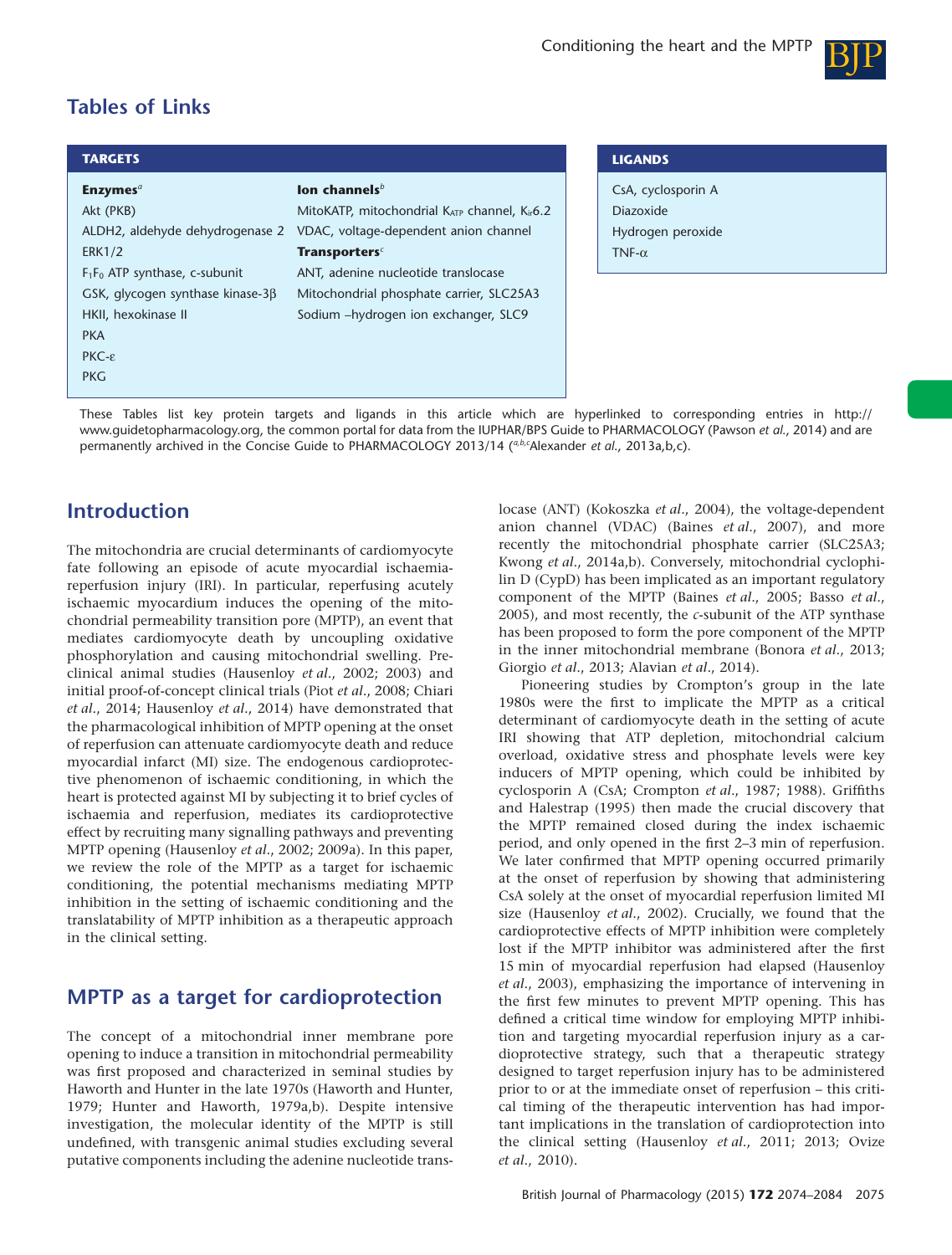## Tables of Links

| TARGETS | |
|---|---|
| **Enzymes**[a] | **Ion channels**[b] |
| Akt (PKB) | MitoKATP, mitochondrial $K_{ATP}$ channel, $K_{ir}6.2$ |
| ALDH2, aldehyde dehydrogenase 2 | VDAC, voltage-dependent anion channel |
| ERK1/2 | **Transporters**[c] |
| $F_1F_0$ ATP synthase, c-subunit | ANT, adenine nucleotide translocase |
| GSK, glycogen synthase kinase-3β | Mitochondrial phosphate carrier, SLC25A3 |
| HKII, hexokinase II | Sodium –hydrogen ion exchanger, SLC9 |
| PKA | |
| PKC-ε | |
| PKG | |

| LIGANDS |
|---|
| CsA, cyclosporin A |
| Diazoxide |
| Hydrogen peroxide |
| TNF-α |

These Tables list key protein targets and ligands in this article which are hyperlinked to corresponding entries in http://www.guidetopharmacology.org, the common portal for data from the IUPHAR/BPS Guide to PHARMACOLOGY (Pawson *et al.*, 2014) and are permanently archived in the Concise Guide to PHARMACOLOGY 2013/14 ([a,b,c]Alexander *et al.*, 2013a,b,c).

## Introduction

The mitochondria are crucial determinants of cardiomyocyte fate following an episode of acute myocardial ischaemia-reperfusion injury (IRI). In particular, reperfusing acutely ischaemic myocardium induces the opening of the mitochondrial permeability transition pore (MPTP), an event that mediates cardiomyocyte death by uncoupling oxidative phosphorylation and causing mitochondrial swelling. Pre-clinical animal studies (Hausenloy *et al.*, 2002; 2003) and initial proof-of-concept clinical trials (Piot *et al.*, 2008; Chiari *et al.*, 2014; Hausenloy *et al.*, 2014) have demonstrated that the pharmacological inhibition of MPTP opening at the onset of reperfusion can attenuate cardiomyocyte death and reduce myocardial infarct (MI) size. The endogenous cardioprotective phenomenon of ischaemic conditioning, in which the heart is protected against MI by subjecting it to brief cycles of ischaemia and reperfusion, mediates its cardioprotective effect by recruiting many signalling pathways and preventing MPTP opening (Hausenloy *et al.*, 2002; 2009a). In this paper, we review the role of the MPTP as a target for ischaemic conditioning, the potential mechanisms mediating MPTP inhibition in the setting of ischaemic conditioning and the translatability of MPTP inhibition as a therapeutic approach in the clinical setting.

## MPTP as a target for cardioprotection

The concept of a mitochondrial inner membrane pore opening to induce a transition in mitochondrial permeability was first proposed and characterized in seminal studies by Haworth and Hunter in the late 1970s (Haworth and Hunter, 1979; Hunter and Haworth, 1979a,b). Despite intensive investigation, the molecular identity of the MPTP is still undefined, with transgenic animal studies excluding several putative components including the adenine nucleotide translocase (ANT) (Kokoszka *et al.*, 2004), the voltage-dependent anion channel (VDAC) (Baines *et al.*, 2007), and more recently the mitochondrial phosphate carrier (SLC25A3; Kwong *et al.*, 2014a,b). Conversely, mitochondrial cyclophilin D (CypD) has been implicated as an important regulatory component of the MPTP (Baines *et al.*, 2005; Basso *et al.*, 2005), and most recently, the *c*-subunit of the ATP synthase has been proposed to form the pore component of the MPTP in the inner mitochondrial membrane (Bonora *et al.*, 2013; Giorgio *et al.*, 2013; Alavian *et al.*, 2014).

Pioneering studies by Crompton's group in the late 1980s were the first to implicate the MPTP as a critical determinant of cardiomyocyte death in the setting of acute IRI showing that ATP depletion, mitochondrial calcium overload, oxidative stress and phosphate levels were key inducers of MPTP opening, which could be inhibited by cyclosporin A (CsA; Crompton *et al.*, 1987; 1988). Griffiths and Halestrap (1995) then made the crucial discovery that the MPTP remained closed during the index ischaemic period, and only opened in the first 2–3 min of reperfusion. We later confirmed that MPTP opening occurred primarily at the onset of reperfusion by showing that administering CsA solely at the onset of myocardial reperfusion limited MI size (Hausenloy *et al.*, 2002). Crucially, we found that the cardioprotective effects of MPTP inhibition were completely lost if the MPTP inhibitor was administered after the first 15 min of myocardial reperfusion had elapsed (Hausenloy *et al.*, 2003), emphasizing the importance of intervening in the first few minutes to prevent MPTP opening. This has defined a critical time window for employing MPTP inhibition and targeting myocardial reperfusion injury as a cardioprotective strategy, such that a therapeutic strategy designed to target reperfusion injury has to be administered prior to or at the immediate onset of reperfusion – this critical timing of the therapeutic intervention has had important implications in the translation of cardioprotection into the clinical setting (Hausenloy *et al.*, 2011; 2013; Ovize *et al.*, 2010).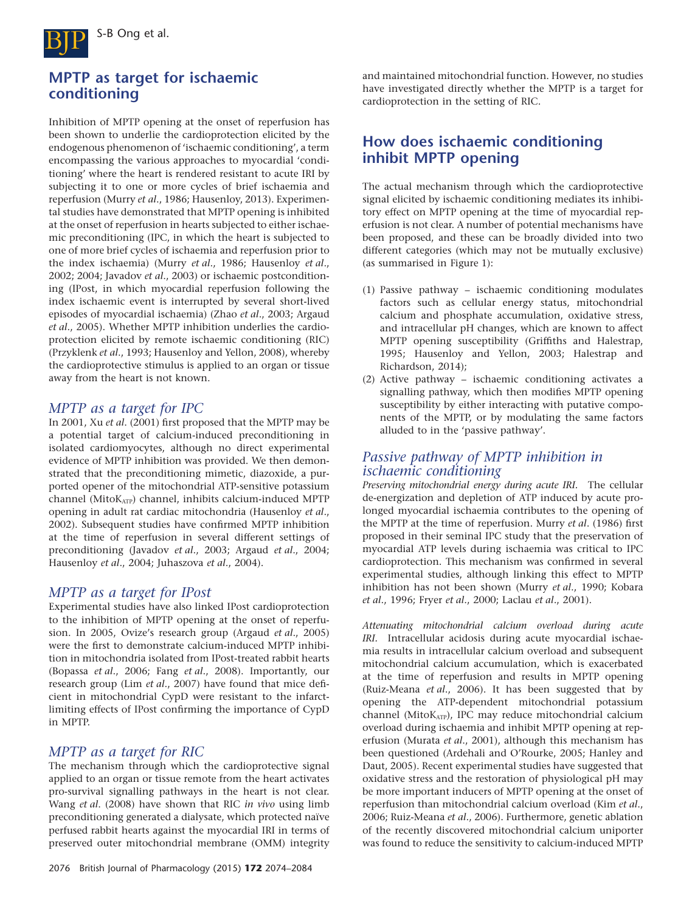## MPTP as target for ischaemic conditioning

Inhibition of MPTP opening at the onset of reperfusion has been shown to underlie the cardioprotection elicited by the endogenous phenomenon of 'ischaemic conditioning', a term encompassing the various approaches to myocardial 'conditioning' where the heart is rendered resistant to acute IRI by subjecting it to one or more cycles of brief ischaemia and reperfusion (Murry *et al*., 1986; Hausenloy, 2013). Experimental studies have demonstrated that MPTP opening is inhibited at the onset of reperfusion in hearts subjected to either ischaemic preconditioning (IPC, in which the heart is subjected to one of more brief cycles of ischaemia and reperfusion prior to the index ischaemia) (Murry *et al*., 1986; Hausenloy *et al*., 2002; 2004; Javadov *et al*., 2003) or ischaemic postconditioning (IPost, in which myocardial reperfusion following the index ischaemic event is interrupted by several short-lived episodes of myocardial ischaemia) (Zhao *et al*., 2003; Argaud *et al*., 2005). Whether MPTP inhibition underlies the cardioprotection elicited by remote ischaemic conditioning (RIC) (Przyklenk *et al*., 1993; Hausenloy and Yellon, 2008), whereby the cardioprotective stimulus is applied to an organ or tissue away from the heart is not known.

### *MPTP as a target for IPC*

In 2001, Xu *et al*. (2001) first proposed that the MPTP may be a potential target of calcium-induced preconditioning in isolated cardiomyocytes, although no direct experimental evidence of MPTP inhibition was provided. We then demonstrated that the preconditioning mimetic, diazoxide, a purported opener of the mitochondrial ATP-sensitive potassium channel ($MitoK_{ATP}$) channel, inhibits calcium-induced MPTP opening in adult rat cardiac mitochondria (Hausenloy *et al*., 2002). Subsequent studies have confirmed MPTP inhibition at the time of reperfusion in several different settings of preconditioning (Javadov *et al*., 2003; Argaud *et al*., 2004; Hausenloy *et al*., 2004; Juhaszova *et al*., 2004).

### *MPTP as a target for IPost*

Experimental studies have also linked IPost cardioprotection to the inhibition of MPTP opening at the onset of reperfusion. In 2005, Ovize's research group (Argaud *et al*., 2005) were the first to demonstrate calcium-induced MPTP inhibition in mitochondria isolated from IPost-treated rabbit hearts (Bopassa *et al*., 2006; Fang *et al*., 2008). Importantly, our research group (Lim *et al*., 2007) have found that mice deficient in mitochondrial CypD were resistant to the infarct-limiting effects of IPost confirming the importance of CypD in MPTP.

### *MPTP as a target for RIC*

The mechanism through which the cardioprotective signal applied to an organ or tissue remote from the heart activates pro-survival signalling pathways in the heart is not clear. Wang *et al*. (2008) have shown that RIC *in vivo* using limb preconditioning generated a dialysate, which protected naïve perfused rabbit hearts against the myocardial IRI in terms of preserved outer mitochondrial membrane (OMM) integrity and maintained mitochondrial function. However, no studies have investigated directly whether the MPTP is a target for cardioprotection in the setting of RIC.

## How does ischaemic conditioning inhibit MPTP opening

The actual mechanism through which the cardioprotective signal elicited by ischaemic conditioning mediates its inhibitory effect on MPTP opening at the time of myocardial reperfusion is not clear. A number of potential mechanisms have been proposed, and these can be broadly divided into two different categories (which may not be mutually exclusive) (as summarised in Figure 1):

(1) Passive pathway – ischaemic conditioning modulates factors such as cellular energy status, mitochondrial calcium and phosphate accumulation, oxidative stress, and intracellular pH changes, which are known to affect MPTP opening susceptibility (Griffiths and Halestrap, 1995; Hausenloy and Yellon, 2003; Halestrap and Richardson, 2014);
(2) Active pathway – ischaemic conditioning activates a signalling pathway, which then modifies MPTP opening susceptibility by either interacting with putative components of the MPTP, or by modulating the same factors alluded to in the 'passive pathway'.

### *Passive pathway of MPTP inhibition in ischaemic conditioning*

*Preserving mitochondrial energy during acute IRI.* The cellular de-energization and depletion of ATP induced by acute prolonged myocardial ischaemia contributes to the opening of the MPTP at the time of reperfusion. Murry *et al*. (1986) first proposed in their seminal IPC study that the preservation of myocardial ATP levels during ischaemia was critical to IPC cardioprotection. This mechanism was confirmed in several experimental studies, although linking this effect to MPTP inhibition has not been shown (Murry *et al*., 1990; Kobara *et al*., 1996; Fryer *et al*., 2000; Laclau *et al*., 2001).

*Attenuating mitochondrial calcium overload during acute IRI.* Intracellular acidosis during acute myocardial ischaemia results in intracellular calcium overload and subsequent mitochondrial calcium accumulation, which is exacerbated at the time of reperfusion and results in MPTP opening (Ruiz-Meana *et al*., 2006). It has been suggested that by opening the ATP-dependent mitochondrial potassium channel ($MitoK_{ATP}$), IPC may reduce mitochondrial calcium overload during ischaemia and inhibit MPTP opening at reperfusion (Murata *et al*., 2001), although this mechanism has been questioned (Ardehali and O'Rourke, 2005; Hanley and Daut, 2005). Recent experimental studies have suggested that oxidative stress and the restoration of physiological pH may be more important inducers of MPTP opening at the onset of reperfusion than mitochondrial calcium overload (Kim *et al*., 2006; Ruiz-Meana *et al*., 2006). Furthermore, genetic ablation of the recently discovered mitochondrial calcium uniporter was found to reduce the sensitivity to calcium-induced MPTP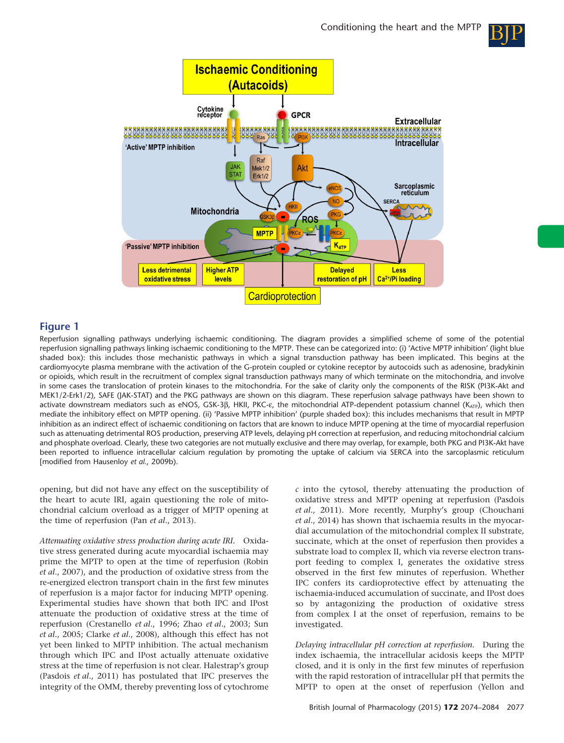**Figure 1**

Reperfusion signalling pathways underlying ischaemic conditioning. The diagram provides a simplified scheme of some of the potential reperfusion signalling pathways linking ischaemic conditioning to the MPTP. These can be categorized into: (i) 'Active MPTP inhibition' (light blue shaded box): this includes those mechanistic pathways in which a signal transduction pathway has been implicated. This begins at the cardiomyocyte plasma membrane with the activation of the G-protein coupled or cytokine receptor by autocoids such as adenosine, bradykinin or opioids, which result in the recruitment of complex signal transduction pathways many of which terminate on the mitochondria, and involve in some cases the translocation of protein kinases to the mitochondria. For the sake of clarity only the components of the RISK (PI3K-Akt and MEK1/2-Erk1/2), SAFE (JAK-STAT) and the PKG pathways are shown on this diagram. These reperfusion salvage pathways have been shown to activate downstream mediators such as eNOS, GSK-3β, HKII, PKC-ε, the mitochondrial ATP-dependent potassium channel ($K_{ATP}$), which then mediate the inhibitory effect on MPTP opening. (ii) 'Passive MPTP inhibition' (purple shaded box): this includes mechanisms that result in MPTP inhibition as an indirect effect of ischaemic conditioning on factors that are known to induce MPTP opening at the time of myocardial reperfusion such as attenuating detrimental ROS production, preserving ATP levels, delaying pH correction at reperfusion, and reducing mitochondrial calcium and phosphate overload. Clearly, these two categories are not mutually exclusive and there may overlap, for example, both PKG and PI3K-Akt have been reported to influence intracellular calcium regulation by promoting the uptake of calcium via SERCA into the sarcoplasmic reticulum [modified from Hausenloy *et al.*, 2009b).

opening, but did not have any effect on the susceptibility of the heart to acute IRI, again questioning the role of mitochondrial calcium overload as a trigger of MPTP opening at the time of reperfusion (Pan *et al.*, 2013).

*Attenuating oxidative stress production during acute IRI.* Oxidative stress generated during acute myocardial ischaemia may prime the MPTP to open at the time of reperfusion (Robin *et al.*, 2007), and the production of oxidative stress from the re-energized electron transport chain in the first few minutes of reperfusion is a major factor for inducing MPTP opening. Experimental studies have shown that both IPC and IPost attenuate the production of oxidative stress in the first few minutes of reperfusion (Crestanello *et al.*, 1996; Zhao *et al.*, 2003; Sun *et al.*, 2005; Clarke *et al.*, 2008), although this effect has not yet been linked to MPTP inhibition. The actual mechanism through which IPC and IPost actually attenuate oxidative stress at the time of reperfusion is not clear. Halestrap's group (Pasdois *et al.*, 2011) has postulated that IPC preserves the integrity of the OMM, thereby preventing loss of cytochrome *c* into the cytosol, thereby attenuating the production of oxidative stress and MPTP opening at reperfusion (Pasdois *et al.*, 2011). More recently, Murphy's group (Chouchani *et al.*, 2014) has shown that ischaemia results in the myocardial accumulation of the mitochondrial complex II substrate, succinate, which at the onset of reperfusion then provides a substrate load to complex II, which via reverse electron transport feeding to complex I, generates the oxidative stress observed in the first few minutes of reperfusion. Whether IPC confers its cardioprotective effect by attenuating the ischaemia-induced accumulation of succinate, and IPost does so by antagonizing the production of oxidative stress from complex I at the onset of reperfusion, remains to be investigated.

*Delaying intracellular pH correction at reperfusion.* During the index ischaemia, the intracellular acidosis keeps the MPTP closed, and it is only in the first few minutes of reperfusion with the rapid restoration of intracellular pH that permits the MPTP to open at the onset of reperfusion (Yellon and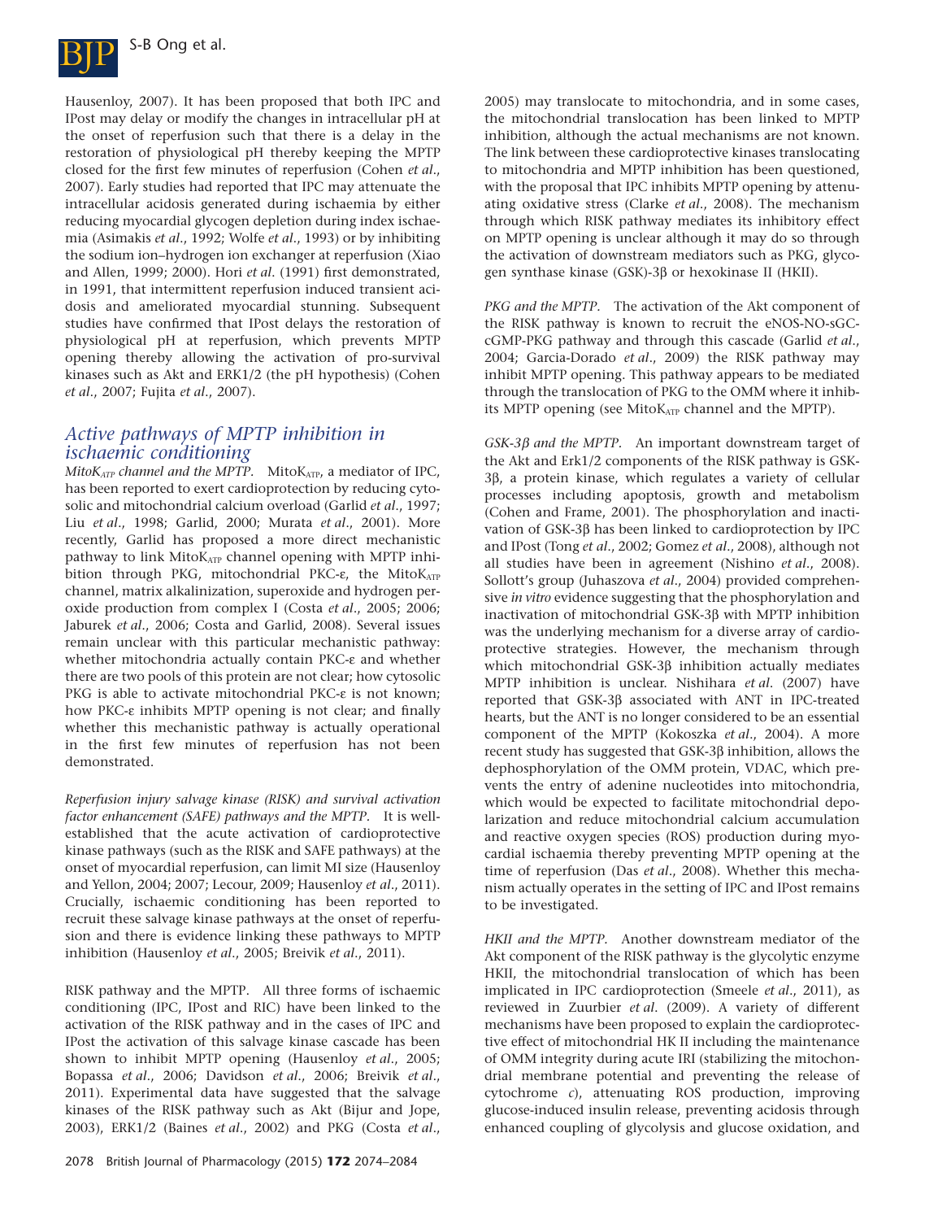Hausenloy, 2007). It has been proposed that both IPC and IPost may delay or modify the changes in intracellular pH at the onset of reperfusion such that there is a delay in the restoration of physiological pH thereby keeping the MPTP closed for the first few minutes of reperfusion (Cohen *et al*., 2007). Early studies had reported that IPC may attenuate the intracellular acidosis generated during ischaemia by either reducing myocardial glycogen depletion during index ischaemia (Asimakis *et al*., 1992; Wolfe *et al*., 1993) or by inhibiting the sodium ion–hydrogen ion exchanger at reperfusion (Xiao and Allen, 1999; 2000). Hori *et al*. (1991) first demonstrated, in 1991, that intermittent reperfusion induced transient acidosis and ameliorated myocardial stunning. Subsequent studies have confirmed that IPost delays the restoration of physiological pH at reperfusion, which prevents MPTP opening thereby allowing the activation of pro-survival kinases such as Akt and ERK1/2 (the pH hypothesis) (Cohen *et al*., 2007; Fujita *et al*., 2007).

## Active pathways of MPTP inhibition in ischaemic conditioning

*MitoK$_{ATP}$ channel and the MPTP.* MitoK$_{ATP}$, a mediator of IPC, has been reported to exert cardioprotection by reducing cytosolic and mitochondrial calcium overload (Garlid *et al*., 1997; Liu *et al*., 1998; Garlid, 2000; Murata *et al*., 2001). More recently, Garlid has proposed a more direct mechanistic pathway to link MitoK$_{ATP}$ channel opening with MPTP inhibition through PKG, mitochondrial PKC-ε, the MitoK$_{ATP}$ channel, matrix alkalinization, superoxide and hydrogen peroxide production from complex I (Costa *et al*., 2005; 2006; Jaburek *et al*., 2006; Costa and Garlid, 2008). Several issues remain unclear with this particular mechanistic pathway: whether mitochondria actually contain PKC-ε and whether there are two pools of this protein are not clear; how cytosolic PKG is able to activate mitochondrial PKC-ε is not known; how PKC-ε inhibits MPTP opening is not clear; and finally whether this mechanistic pathway is actually operational in the first few minutes of reperfusion has not been demonstrated.

*Reperfusion injury salvage kinase (RISK) and survival activation factor enhancement (SAFE) pathways and the MPTP.* It is well-established that the acute activation of cardioprotective kinase pathways (such as the RISK and SAFE pathways) at the onset of myocardial reperfusion, can limit MI size (Hausenloy and Yellon, 2004; 2007; Lecour, 2009; Hausenloy *et al*., 2011). Crucially, ischaemic conditioning has been reported to recruit these salvage kinase pathways at the onset of reperfusion and there is evidence linking these pathways to MPTP inhibition (Hausenloy *et al*., 2005; Breivik *et al*., 2011).

RISK pathway and the MPTP. All three forms of ischaemic conditioning (IPC, IPost and RIC) have been linked to the activation of the RISK pathway and in the cases of IPC and IPost the activation of this salvage kinase cascade has been shown to inhibit MPTP opening (Hausenloy *et al*., 2005; Bopassa *et al*., 2006; Davidson *et al*., 2006; Breivik *et al*., 2011). Experimental data have suggested that the salvage kinases of the RISK pathway such as Akt (Bijur and Jope, 2003), ERK1/2 (Baines *et al*., 2002) and PKG (Costa *et al*., 2005) may translocate to mitochondria, and in some cases, the mitochondrial translocation has been linked to MPTP inhibition, although the actual mechanisms are not known. The link between these cardioprotective kinases translocating to mitochondria and MPTP inhibition has been questioned, with the proposal that IPC inhibits MPTP opening by attenuating oxidative stress (Clarke *et al*., 2008). The mechanism through which RISK pathway mediates its inhibitory effect on MPTP opening is unclear although it may do so through the activation of downstream mediators such as PKG, glycogen synthase kinase (GSK)-3β or hexokinase II (HKII).

*PKG and the MPTP.* The activation of the Akt component of the RISK pathway is known to recruit the eNOS-NO-sGC-cGMP-PKG pathway and through this cascade (Garlid *et al*., 2004; Garcia-Dorado *et al*., 2009) the RISK pathway may inhibit MPTP opening. This pathway appears to be mediated through the translocation of PKG to the OMM where it inhibits MPTP opening (see MitoK$_{ATP}$ channel and the MPTP).

*GSK-3β and the MPTP.* An important downstream target of the Akt and Erk1/2 components of the RISK pathway is GSK-3β, a protein kinase, which regulates a variety of cellular processes including apoptosis, growth and metabolism (Cohen and Frame, 2001). The phosphorylation and inactivation of GSK-3β has been linked to cardioprotection by IPC and IPost (Tong *et al*., 2002; Gomez *et al*., 2008), although not all studies have been in agreement (Nishino *et al*., 2008). Sollott's group (Juhaszova *et al*., 2004) provided comprehensive *in vitro* evidence suggesting that the phosphorylation and inactivation of mitochondrial GSK-3β with MPTP inhibition was the underlying mechanism for a diverse array of cardioprotective strategies. However, the mechanism through which mitochondrial GSK-3β inhibition actually mediates MPTP inhibition is unclear. Nishihara *et al*. (2007) have reported that GSK-3β associated with ANT in IPC-treated hearts, but the ANT is no longer considered to be an essential component of the MPTP (Kokoszka *et al*., 2004). A more recent study has suggested that GSK-3β inhibition, allows the dephosphorylation of the OMM protein, VDAC, which prevents the entry of adenine nucleotides into mitochondria, which would be expected to facilitate mitochondrial depolarization and reduce mitochondrial calcium accumulation and reactive oxygen species (ROS) production during myocardial ischaemia thereby preventing MPTP opening at the time of reperfusion (Das *et al*., 2008). Whether this mechanism actually operates in the setting of IPC and IPost remains to be investigated.

*HKII and the MPTP.* Another downstream mediator of the Akt component of the RISK pathway is the glycolytic enzyme HKII, the mitochondrial translocation of which has been implicated in IPC cardioprotection (Smeele *et al*., 2011), as reviewed in Zuurbier *et al*. (2009). A variety of different mechanisms have been proposed to explain the cardioprotective effect of mitochondrial HK II including the maintenance of OMM integrity during acute IRI (stabilizing the mitochondrial membrane potential and preventing the release of cytochrome *c*), attenuating ROS production, improving glucose-induced insulin release, preventing acidosis through enhanced coupling of glycolysis and glucose oxidation, and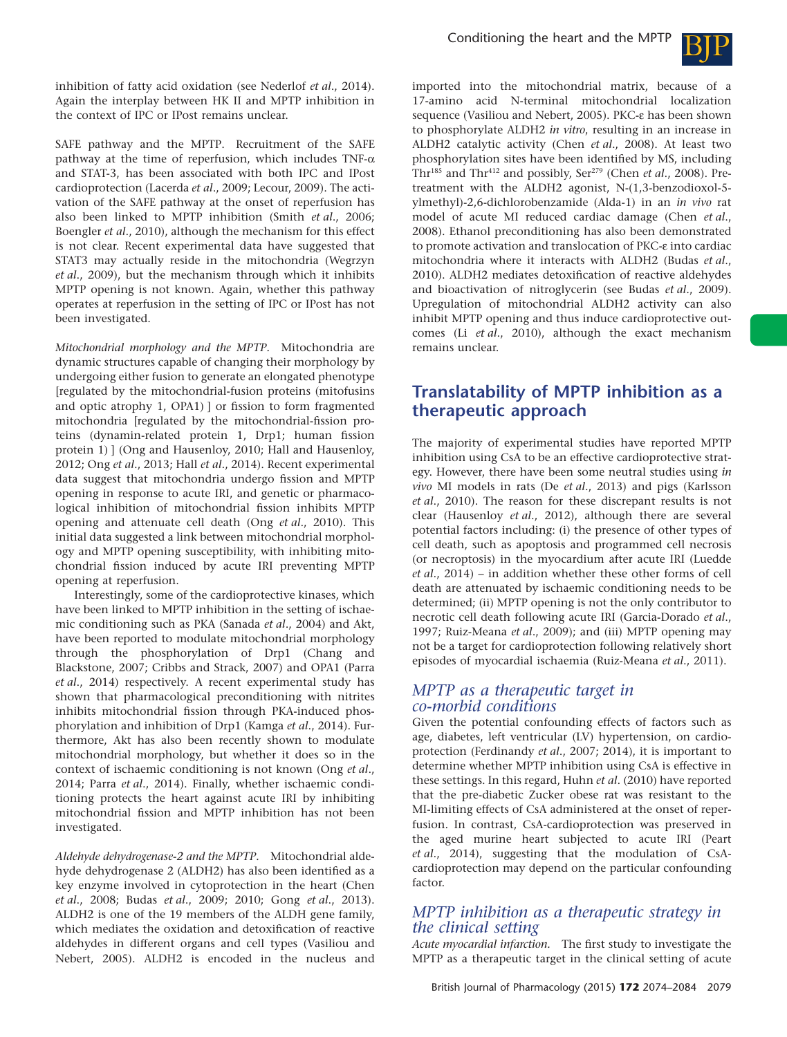inhibition of fatty acid oxidation (see Nederlof *et al.*, 2014). Again the interplay between HK II and MPTP inhibition in the context of IPC or IPost remains unclear.

SAFE pathway and the MPTP. Recruitment of the SAFE pathway at the time of reperfusion, which includes TNF-α and STAT-3, has been associated with both IPC and IPost cardioprotection (Lacerda *et al.*, 2009; Lecour, 2009). The activation of the SAFE pathway at the onset of reperfusion has also been linked to MPTP inhibition (Smith *et al.*, 2006; Boengler *et al.*, 2010), although the mechanism for this effect is not clear. Recent experimental data have suggested that STAT3 may actually reside in the mitochondria (Wegrzyn *et al.*, 2009), but the mechanism through which it inhibits MPTP opening is not known. Again, whether this pathway operates at reperfusion in the setting of IPC or IPost has not been investigated.

*Mitochondrial morphology and the MPTP.* Mitochondria are dynamic structures capable of changing their morphology by undergoing either fusion to generate an elongated phenotype [regulated by the mitochondrial-fusion proteins (mitofusins and optic atrophy 1, OPA1) ] or fission to form fragmented mitochondria [regulated by the mitochondrial-fission proteins (dynamin-related protein 1, Drp1; human fission protein 1) ] (Ong and Hausenloy, 2010; Hall and Hausenloy, 2012; Ong *et al.*, 2013; Hall *et al.*, 2014). Recent experimental data suggest that mitochondria undergo fission and MPTP opening in response to acute IRI, and genetic or pharmacological inhibition of mitochondrial fission inhibits MPTP opening and attenuate cell death (Ong *et al.*, 2010). This initial data suggested a link between mitochondrial morphology and MPTP opening susceptibility, with inhibiting mitochondrial fission induced by acute IRI preventing MPTP opening at reperfusion.

Interestingly, some of the cardioprotective kinases, which have been linked to MPTP inhibition in the setting of ischaemic conditioning such as PKA (Sanada *et al.*, 2004) and Akt, have been reported to modulate mitochondrial morphology through the phosphorylation of Drp1 (Chang and Blackstone, 2007; Cribbs and Strack, 2007) and OPA1 (Parra *et al.*, 2014) respectively. A recent experimental study has shown that pharmacological preconditioning with nitrites inhibits mitochondrial fission through PKA-induced phosphorylation and inhibition of Drp1 (Kamga *et al.*, 2014). Furthermore, Akt has also been recently shown to modulate mitochondrial morphology, but whether it does so in the context of ischaemic conditioning is not known (Ong *et al.*, 2014; Parra *et al.*, 2014). Finally, whether ischaemic conditioning protects the heart against acute IRI by inhibiting mitochondrial fission and MPTP inhibition has not been investigated.

*Aldehyde dehydrogenase-2 and the MPTP.* Mitochondrial aldehyde dehydrogenase 2 (ALDH2) has also been identified as a key enzyme involved in cytoprotection in the heart (Chen *et al.*, 2008; Budas *et al.*, 2009; 2010; Gong *et al.*, 2013). ALDH2 is one of the 19 members of the ALDH gene family, which mediates the oxidation and detoxification of reactive aldehydes in different organs and cell types (Vasiliou and Nebert, 2005). ALDH2 is encoded in the nucleus and imported into the mitochondrial matrix, because of a 17-amino acid N-terminal mitochondrial localization sequence (Vasiliou and Nebert, 2005). PKC-ε has been shown to phosphorylate ALDH2 *in vitro*, resulting in an increase in ALDH2 catalytic activity (Chen *et al.*, 2008). At least two phosphorylation sites have been identified by MS, including $Thr^{185}$ and $Thr^{412}$ and possibly, $Ser^{279}$ (Chen *et al.*, 2008). Pretreatment with the ALDH2 agonist, N-(1,3-benzodioxol-5-ylmethyl)-2,6-dichlorobenzamide (Alda-1) in an *in vivo* rat model of acute MI reduced cardiac damage (Chen *et al.*, 2008). Ethanol preconditioning has also been demonstrated to promote activation and translocation of PKC-ε into cardiac mitochondria where it interacts with ALDH2 (Budas *et al.*, 2010). ALDH2 mediates detoxification of reactive aldehydes and bioactivation of nitroglycerin (see Budas *et al.*, 2009). Upregulation of mitochondrial ALDH2 activity can also inhibit MPTP opening and thus induce cardioprotective outcomes (Li *et al.*, 2010), although the exact mechanism remains unclear.

## Translatability of MPTP inhibition as a therapeutic approach

The majority of experimental studies have reported MPTP inhibition using CsA to be an effective cardioprotective strategy. However, there have been some neutral studies using *in vivo* MI models in rats (De *et al.*, 2013) and pigs (Karlsson *et al.*, 2010). The reason for these discrepant results is not clear (Hausenloy *et al.*, 2012), although there are several potential factors including: (i) the presence of other types of cell death, such as apoptosis and programmed cell necrosis (or necroptosis) in the myocardium after acute IRI (Luedde *et al.*, 2014) – in addition whether these other forms of cell death are attenuated by ischaemic conditioning needs to be determined; (ii) MPTP opening is not the only contributor to necrotic cell death following acute IRI (Garcia-Dorado *et al.*, 1997; Ruiz-Meana *et al.*, 2009); and (iii) MPTP opening may not be a target for cardioprotection following relatively short episodes of myocardial ischaemia (Ruiz-Meana *et al.*, 2011).

### *MPTP as a therapeutic target in co-morbid conditions*

Given the potential confounding effects of factors such as age, diabetes, left ventricular (LV) hypertension, on cardioprotection (Ferdinandy *et al.*, 2007; 2014), it is important to determine whether MPTP inhibition using CsA is effective in these settings. In this regard, Huhn *et al.* (2010) have reported that the pre-diabetic Zucker obese rat was resistant to the MI-limiting effects of CsA administered at the onset of reperfusion. In contrast, CsA-cardioprotection was preserved in the aged murine heart subjected to acute IRI (Peart *et al.*, 2014), suggesting that the modulation of CsA-cardioprotection may depend on the particular confounding factor.

### *MPTP inhibition as a therapeutic strategy in the clinical setting*

*Acute myocardial infarction.* The first study to investigate the MPTP as a therapeutic target in the clinical setting of acute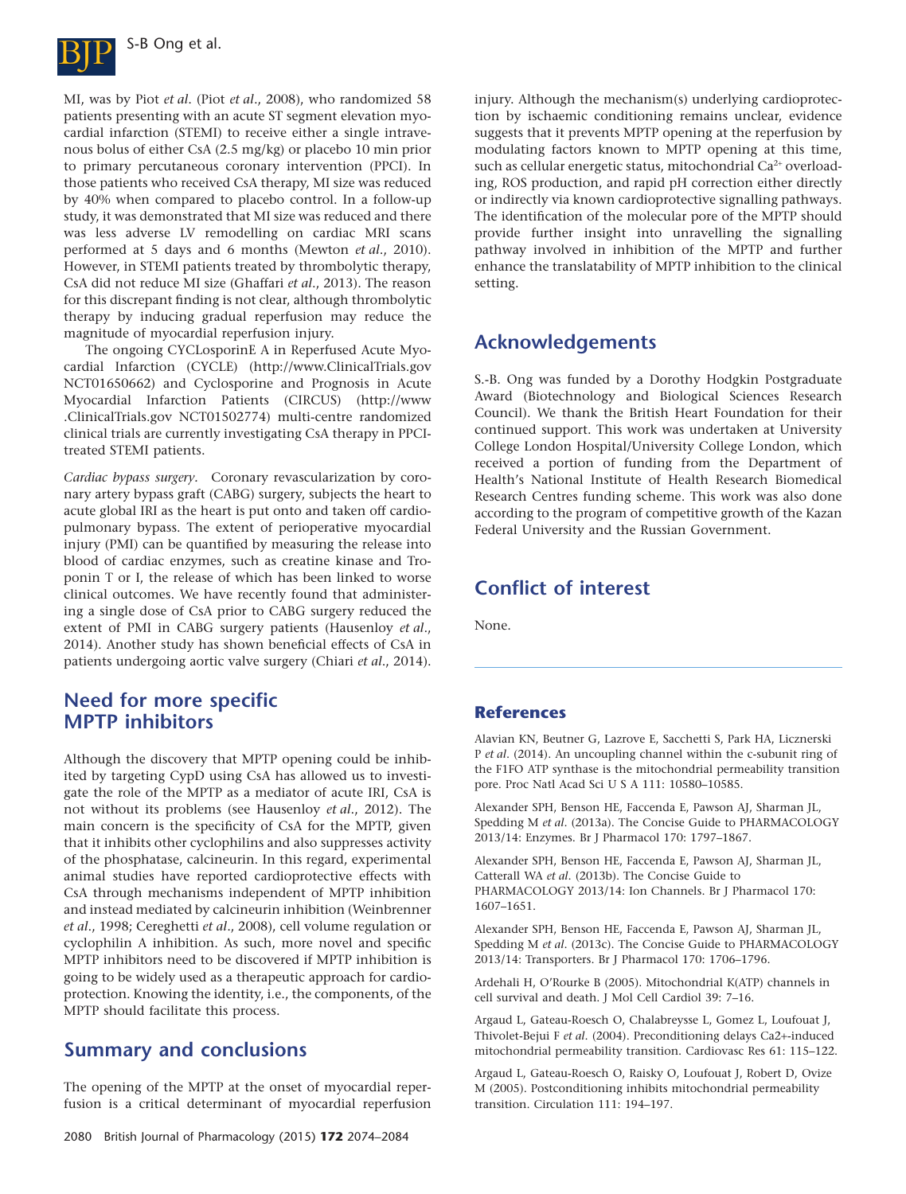MI, was by Piot *et al*. (Piot *et al*., 2008), who randomized 58 patients presenting with an acute ST segment elevation myocardial infarction (STEMI) to receive either a single intravenous bolus of either CsA (2.5 mg/kg) or placebo 10 min prior to primary percutaneous coronary intervention (PPCI). In those patients who received CsA therapy, MI size was reduced by 40% when compared to placebo control. In a follow-up study, it was demonstrated that MI size was reduced and there was less adverse LV remodelling on cardiac MRI scans performed at 5 days and 6 months (Mewton *et al*., 2010). However, in STEMI patients treated by thrombolytic therapy, CsA did not reduce MI size (Ghaffari *et al*., 2013). The reason for this discrepant finding is not clear, although thrombolytic therapy by inducing gradual reperfusion may reduce the magnitude of myocardial reperfusion injury.

The ongoing CYCLosporinE A in Reperfused Acute Myocardial Infarction (CYCLE) (http://www.ClinicalTrials.gov NCT01650662) and Cyclosporine and Prognosis in Acute Myocardial Infarction Patients (CIRCUS) (http://www.ClinicalTrials.gov NCT01502774) multi-centre randomized clinical trials are currently investigating CsA therapy in PPCI-treated STEMI patients.

*Cardiac bypass surgery*. Coronary revascularization by coronary artery bypass graft (CABG) surgery, subjects the heart to acute global IRI as the heart is put onto and taken off cardiopulmonary bypass. The extent of perioperative myocardial injury (PMI) can be quantified by measuring the release into blood of cardiac enzymes, such as creatine kinase and Troponin T or I, the release of which has been linked to worse clinical outcomes. We have recently found that administering a single dose of CsA prior to CABG surgery reduced the extent of PMI in CABG surgery patients (Hausenloy *et al*., 2014). Another study has shown beneficial effects of CsA in patients undergoing aortic valve surgery (Chiari *et al*., 2014).

## Need for more specific MPTP inhibitors

Although the discovery that MPTP opening could be inhibited by targeting CypD using CsA has allowed us to investigate the role of the MPTP as a mediator of acute IRI, CsA is not without its problems (see Hausenloy *et al*., 2012). The main concern is the specificity of CsA for the MPTP, given that it inhibits other cyclophilins and also suppresses activity of the phosphatase, calcineurin. In this regard, experimental animal studies have reported cardioprotective effects with CsA through mechanisms independent of MPTP inhibition and instead mediated by calcineurin inhibition (Weinbrenner *et al*., 1998; Cereghetti *et al*., 2008), cell volume regulation or cyclophilin A inhibition. As such, more novel and specific MPTP inhibitors need to be discovered if MPTP inhibition is going to be widely used as a therapeutic approach for cardioprotection. Knowing the identity, i.e., the components, of the MPTP should facilitate this process.

## Summary and conclusions

The opening of the MPTP at the onset of myocardial reperfusion is a critical determinant of myocardial reperfusion injury. Although the mechanism(s) underlying cardioprotection by ischaemic conditioning remains unclear, evidence suggests that it prevents MPTP opening at the reperfusion by modulating factors known to MPTP opening at this time, such as cellular energetic status, mitochondrial $Ca^{2+}$ overloading, ROS production, and rapid pH correction either directly or indirectly via known cardioprotective signalling pathways. The identification of the molecular pore of the MPTP should provide further insight into unravelling the signalling pathway involved in inhibition of the MPTP and further enhance the translatability of MPTP inhibition to the clinical setting.

## Acknowledgements

S.-B. Ong was funded by a Dorothy Hodgkin Postgraduate Award (Biotechnology and Biological Sciences Research Council). We thank the British Heart Foundation for their continued support. This work was undertaken at University College London Hospital/University College London, which received a portion of funding from the Department of Health's National Institute of Health Research Biomedical Research Centres funding scheme. This work was also done according to the program of competitive growth of the Kazan Federal University and the Russian Government.

## Conflict of interest

None.

## References

Alavian KN, Beutner G, Lazrove E, Sacchetti S, Park HA, Licznerski P *et al*. (2014). An uncoupling channel within the c-subunit ring of the F1FO ATP synthase is the mitochondrial permeability transition pore. Proc Natl Acad Sci U S A 111: 10580–10585.

Alexander SPH, Benson HE, Faccenda E, Pawson AJ, Sharman JL, Spedding M *et al*. (2013a). The Concise Guide to PHARMACOLOGY 2013/14: Enzymes. Br J Pharmacol 170: 1797–1867.

Alexander SPH, Benson HE, Faccenda E, Pawson AJ, Sharman JL, Catterall WA *et al*. (2013b). The Concise Guide to PHARMACOLOGY 2013/14: Ion Channels. Br J Pharmacol 170: 1607–1651.

Alexander SPH, Benson HE, Faccenda E, Pawson AJ, Sharman JL, Spedding M *et al*. (2013c). The Concise Guide to PHARMACOLOGY 2013/14: Transporters. Br J Pharmacol 170: 1706–1796.

Ardehali H, O'Rourke B (2005). Mitochondrial K(ATP) channels in cell survival and death. J Mol Cell Cardiol 39: 7–16.

Argaud L, Gateau-Roesch O, Chalabreysse L, Gomez L, Loufouat J, Thivolet-Bejui F *et al*. (2004). Preconditioning delays Ca2+-induced mitochondrial permeability transition. Cardiovasc Res 61: 115–122.

Argaud L, Gateau-Roesch O, Raisky O, Loufouat J, Robert D, Ovize M (2005). Postconditioning inhibits mitochondrial permeability transition. Circulation 111: 194–197.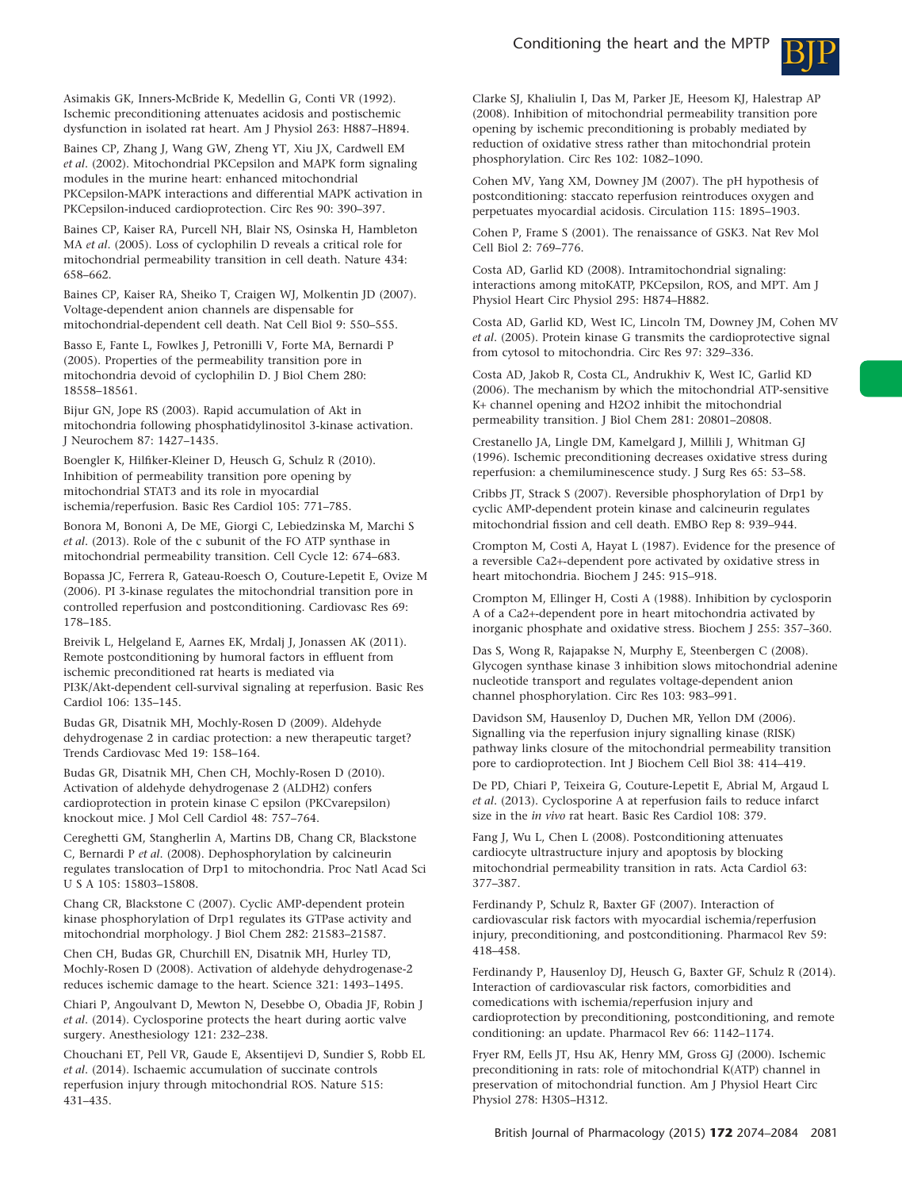Asimakis GK, Inners-McBride K, Medellin G, Conti VR (1992). Ischemic preconditioning attenuates acidosis and postischemic dysfunction in isolated rat heart. Am J Physiol 263: H887–H894.

Baines CP, Zhang J, Wang GW, Zheng YT, Xiu JX, Cardwell EM *et al*. (2002). Mitochondrial PKCepsilon and MAPK form signaling modules in the murine heart: enhanced mitochondrial PKCepsilon-MAPK interactions and differential MAPK activation in PKCepsilon-induced cardioprotection. Circ Res 90: 390–397.

Baines CP, Kaiser RA, Purcell NH, Blair NS, Osinska H, Hambleton MA *et al*. (2005). Loss of cyclophilin D reveals a critical role for mitochondrial permeability transition in cell death. Nature 434: 658–662.

Baines CP, Kaiser RA, Sheiko T, Craigen WJ, Molkentin JD (2007). Voltage-dependent anion channels are dispensable for mitochondrial-dependent cell death. Nat Cell Biol 9: 550–555.

Basso E, Fante L, Fowlkes J, Petronilli V, Forte MA, Bernardi P (2005). Properties of the permeability transition pore in mitochondria devoid of cyclophilin D. J Biol Chem 280: 18558–18561.

Bijur GN, Jope RS (2003). Rapid accumulation of Akt in mitochondria following phosphatidylinositol 3-kinase activation. J Neurochem 87: 1427–1435.

Boengler K, Hilfiker-Kleiner D, Heusch G, Schulz R (2010). Inhibition of permeability transition pore opening by mitochondrial STAT3 and its role in myocardial ischemia/reperfusion. Basic Res Cardiol 105: 771–785.

Bonora M, Bononi A, De ME, Giorgi C, Lebiedzinska M, Marchi S *et al*. (2013). Role of the c subunit of the FO ATP synthase in mitochondrial permeability transition. Cell Cycle 12: 674–683.

Bopassa JC, Ferrera R, Gateau-Roesch O, Couture-Lepetit E, Ovize M (2006). PI 3-kinase regulates the mitochondrial transition pore in controlled reperfusion and postconditioning. Cardiovasc Res 69: 178–185.

Breivik L, Helgeland E, Aarnes EK, Mrdalj J, Jonassen AK (2011). Remote postconditioning by humoral factors in effluent from ischemic preconditioned rat hearts is mediated via PI3K/Akt-dependent cell-survival signaling at reperfusion. Basic Res Cardiol 106: 135–145.

Budas GR, Disatnik MH, Mochly-Rosen D (2009). Aldehyde dehydrogenase 2 in cardiac protection: a new therapeutic target? Trends Cardiovasc Med 19: 158–164.

Budas GR, Disatnik MH, Chen CH, Mochly-Rosen D (2010). Activation of aldehyde dehydrogenase 2 (ALDH2) confers cardioprotection in protein kinase C epsilon (PKCvarepsilon) knockout mice. J Mol Cell Cardiol 48: 757–764.

Cereghetti GM, Stangherlin A, Martins DB, Chang CR, Blackstone C, Bernardi P *et al*. (2008). Dephosphorylation by calcineurin regulates translocation of Drp1 to mitochondria. Proc Natl Acad Sci U S A 105: 15803–15808.

Chang CR, Blackstone C (2007). Cyclic AMP-dependent protein kinase phosphorylation of Drp1 regulates its GTPase activity and mitochondrial morphology. J Biol Chem 282: 21583–21587.

Chen CH, Budas GR, Churchill EN, Disatnik MH, Hurley TD, Mochly-Rosen D (2008). Activation of aldehyde dehydrogenase-2 reduces ischemic damage to the heart. Science 321: 1493–1495.

Chiari P, Angoulvant D, Mewton N, Desebbe O, Obadia JF, Robin J *et al*. (2014). Cyclosporine protects the heart during aortic valve surgery. Anesthesiology 121: 232–238.

Chouchani ET, Pell VR, Gaude E, Aksentijevi D, Sundier S, Robb EL *et al*. (2014). Ischaemic accumulation of succinate controls reperfusion injury through mitochondrial ROS. Nature 515: 431–435.

Clarke SJ, Khaliulin I, Das M, Parker JE, Heesom KJ, Halestrap AP (2008). Inhibition of mitochondrial permeability transition pore opening by ischemic preconditioning is probably mediated by reduction of oxidative stress rather than mitochondrial protein phosphorylation. Circ Res 102: 1082–1090.

Cohen MV, Yang XM, Downey JM (2007). The pH hypothesis of postconditioning: staccato reperfusion reintroduces oxygen and perpetuates myocardial acidosis. Circulation 115: 1895–1903.

Cohen P, Frame S (2001). The renaissance of GSK3. Nat Rev Mol Cell Biol 2: 769–776.

Costa AD, Garlid KD (2008). Intramitochondrial signaling: interactions among mitoKATP, PKCepsilon, ROS, and MPT. Am J Physiol Heart Circ Physiol 295: H874–H882.

Costa AD, Garlid KD, West IC, Lincoln TM, Downey JM, Cohen MV *et al*. (2005). Protein kinase G transmits the cardioprotective signal from cytosol to mitochondria. Circ Res 97: 329–336.

Costa AD, Jakob R, Costa CL, Andrukhiv K, West IC, Garlid KD (2006). The mechanism by which the mitochondrial ATP-sensitive K+ channel opening and H2O2 inhibit the mitochondrial permeability transition. J Biol Chem 281: 20801–20808.

Crestanello JA, Lingle DM, Kamelgard J, Millili J, Whitman GJ (1996). Ischemic preconditioning decreases oxidative stress during reperfusion: a chemiluminescence study. J Surg Res 65: 53–58.

Cribbs JT, Strack S (2007). Reversible phosphorylation of Drp1 by cyclic AMP-dependent protein kinase and calcineurin regulates mitochondrial fission and cell death. EMBO Rep 8: 939–944.

Crompton M, Costi A, Hayat L (1987). Evidence for the presence of a reversible Ca2+-dependent pore activated by oxidative stress in heart mitochondria. Biochem J 245: 915–918.

Crompton M, Ellinger H, Costi A (1988). Inhibition by cyclosporin A of a Ca2+-dependent pore in heart mitochondria activated by inorganic phosphate and oxidative stress. Biochem J 255: 357–360.

Das S, Wong R, Rajapakse N, Murphy E, Steenbergen C (2008). Glycogen synthase kinase 3 inhibition slows mitochondrial adenine nucleotide transport and regulates voltage-dependent anion channel phosphorylation. Circ Res 103: 983–991.

Davidson SM, Hausenloy D, Duchen MR, Yellon DM (2006). Signalling via the reperfusion injury signalling kinase (RISK) pathway links closure of the mitochondrial permeability transition pore to cardioprotection. Int J Biochem Cell Biol 38: 414–419.

De PD, Chiari P, Teixeira G, Couture-Lepetit E, Abrial M, Argaud L *et al*. (2013). Cyclosporine A at reperfusion fails to reduce infarct size in the *in vivo* rat heart. Basic Res Cardiol 108: 379.

Fang J, Wu L, Chen L (2008). Postconditioning attenuates cardiocyte ultrastructure injury and apoptosis by blocking mitochondrial permeability transition in rats. Acta Cardiol 63: 377–387.

Ferdinandy P, Schulz R, Baxter GF (2007). Interaction of cardiovascular risk factors with myocardial ischemia/reperfusion injury, preconditioning, and postconditioning. Pharmacol Rev 59: 418–458.

Ferdinandy P, Hausenloy DJ, Heusch G, Baxter GF, Schulz R (2014). Interaction of cardiovascular risk factors, comorbidities and comedications with ischemia/reperfusion injury and cardioprotection by preconditioning, postconditioning, and remote conditioning: an update. Pharmacol Rev 66: 1142–1174.

Fryer RM, Eells JT, Hsu AK, Henry MM, Gross GJ (2000). Ischemic preconditioning in rats: role of mitochondrial K(ATP) channel in preservation of mitochondrial function. Am J Physiol Heart Circ Physiol 278: H305–H312.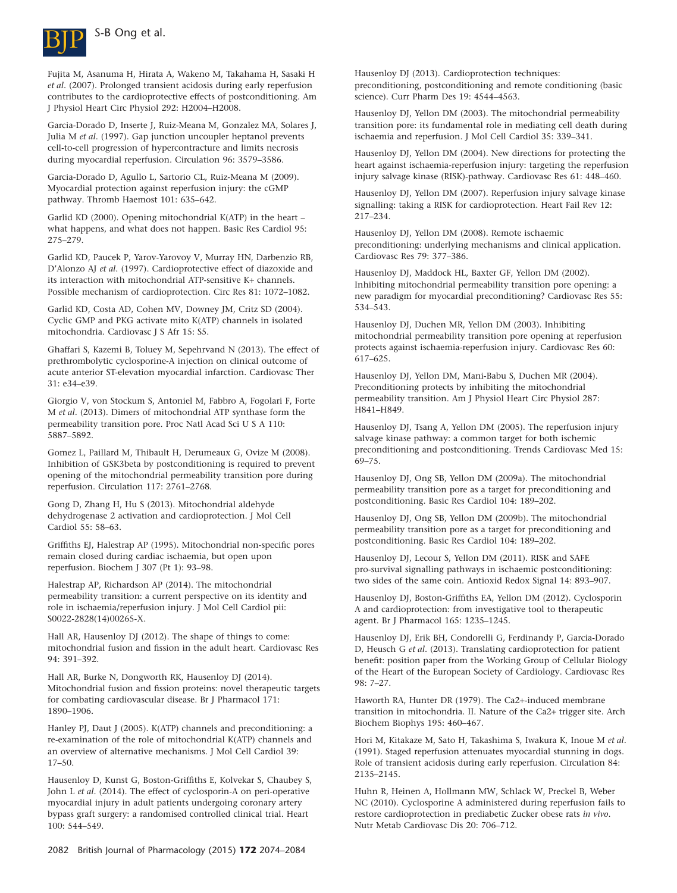Fujita M, Asanuma H, Hirata A, Wakeno M, Takahama H, Sasaki H *et al*. (2007). Prolonged transient acidosis during early reperfusion contributes to the cardioprotective effects of postconditioning. Am J Physiol Heart Circ Physiol 292: H2004–H2008.

Garcia-Dorado D, Inserte J, Ruiz-Meana M, Gonzalez MA, Solares J, Julia M *et al*. (1997). Gap junction uncoupler heptanol prevents cell-to-cell progression of hypercontracture and limits necrosis during myocardial reperfusion. Circulation 96: 3579–3586.

Garcia-Dorado D, Agullo L, Sartorio CL, Ruiz-Meana M (2009). Myocardial protection against reperfusion injury: the cGMP pathway. Thromb Haemost 101: 635–642.

Garlid KD (2000). Opening mitochondrial K(ATP) in the heart – what happens, and what does not happen. Basic Res Cardiol 95: 275–279.

Garlid KD, Paucek P, Yarov-Yarovoy V, Murray HN, Darbenzio RB, D'Alonzo AJ *et al*. (1997). Cardioprotective effect of diazoxide and its interaction with mitochondrial ATP-sensitive K+ channels. Possible mechanism of cardioprotection. Circ Res 81: 1072–1082.

Garlid KD, Costa AD, Cohen MV, Downey JM, Critz SD (2004). Cyclic GMP and PKG activate mito K(ATP) channels in isolated mitochondria. Cardiovasc J S Afr 15: S5.

Ghaffari S, Kazemi B, Toluey M, Sepehrvand N (2013). The effect of prethrombolytic cyclosporine-A injection on clinical outcome of acute anterior ST-elevation myocardial infarction. Cardiovasc Ther 31: e34–e39.

Giorgio V, von Stockum S, Antoniel M, Fabbro A, Fogolari F, Forte M *et al*. (2013). Dimers of mitochondrial ATP synthase form the permeability transition pore. Proc Natl Acad Sci U S A 110: 5887–5892.

Gomez L, Paillard M, Thibault H, Derumeaux G, Ovize M (2008). Inhibition of GSK3beta by postconditioning is required to prevent opening of the mitochondrial permeability transition pore during reperfusion. Circulation 117: 2761–2768.

Gong D, Zhang H, Hu S (2013). Mitochondrial aldehyde dehydrogenase 2 activation and cardioprotection. J Mol Cell Cardiol 55: 58–63.

Griffiths EJ, Halestrap AP (1995). Mitochondrial non-specific pores remain closed during cardiac ischaemia, but open upon reperfusion. Biochem J 307 (Pt 1): 93–98.

Halestrap AP, Richardson AP (2014). The mitochondrial permeability transition: a current perspective on its identity and role in ischaemia/reperfusion injury. J Mol Cell Cardiol pii: S0022-2828(14)00265-X.

Hall AR, Hausenloy DJ (2012). The shape of things to come: mitochondrial fusion and fission in the adult heart. Cardiovasc Res 94: 391–392.

Hall AR, Burke N, Dongworth RK, Hausenloy DJ (2014). Mitochondrial fusion and fission proteins: novel therapeutic targets for combating cardiovascular disease. Br J Pharmacol 171: 1890–1906.

Hanley PJ, Daut J (2005). K(ATP) channels and preconditioning: a re-examination of the role of mitochondrial K(ATP) channels and an overview of alternative mechanisms. J Mol Cell Cardiol 39: 17–50.

Hausenloy D, Kunst G, Boston-Griffiths E, Kolvekar S, Chaubey S, John L *et al*. (2014). The effect of cyclosporin-A on peri-operative myocardial injury in adult patients undergoing coronary artery bypass graft surgery: a randomised controlled clinical trial. Heart 100: 544–549.

Hausenloy DJ (2013). Cardioprotection techniques: preconditioning, postconditioning and remote conditioning (basic science). Curr Pharm Des 19: 4544–4563.

Hausenloy DJ, Yellon DM (2003). The mitochondrial permeability transition pore: its fundamental role in mediating cell death during ischaemia and reperfusion. J Mol Cell Cardiol 35: 339–341.

Hausenloy DJ, Yellon DM (2004). New directions for protecting the heart against ischaemia-reperfusion injury: targeting the reperfusion injury salvage kinase (RISK)-pathway. Cardiovasc Res 61: 448–460.

Hausenloy DJ, Yellon DM (2007). Reperfusion injury salvage kinase signalling: taking a RISK for cardioprotection. Heart Fail Rev 12: 217–234.

Hausenloy DJ, Yellon DM (2008). Remote ischaemic preconditioning: underlying mechanisms and clinical application. Cardiovasc Res 79: 377–386.

Hausenloy DJ, Maddock HL, Baxter GF, Yellon DM (2002). Inhibiting mitochondrial permeability transition pore opening: a new paradigm for myocardial preconditioning? Cardiovasc Res 55: 534–543.

Hausenloy DJ, Duchen MR, Yellon DM (2003). Inhibiting mitochondrial permeability transition pore opening at reperfusion protects against ischaemia-reperfusion injury. Cardiovasc Res 60: 617–625.

Hausenloy DJ, Yellon DM, Mani-Babu S, Duchen MR (2004). Preconditioning protects by inhibiting the mitochondrial permeability transition. Am J Physiol Heart Circ Physiol 287: H841–H849.

Hausenloy DJ, Tsang A, Yellon DM (2005). The reperfusion injury salvage kinase pathway: a common target for both ischemic preconditioning and postconditioning. Trends Cardiovasc Med 15: 69–75.

Hausenloy DJ, Ong SB, Yellon DM (2009a). The mitochondrial permeability transition pore as a target for preconditioning and postconditioning. Basic Res Cardiol 104: 189–202.

Hausenloy DJ, Ong SB, Yellon DM (2009b). The mitochondrial permeability transition pore as a target for preconditioning and postconditioning. Basic Res Cardiol 104: 189–202.

Hausenloy DJ, Lecour S, Yellon DM (2011). RISK and SAFE pro-survival signalling pathways in ischaemic postconditioning: two sides of the same coin. Antioxid Redox Signal 14: 893–907.

Hausenloy DJ, Boston-Griffiths EA, Yellon DM (2012). Cyclosporin A and cardioprotection: from investigative tool to therapeutic agent. Br J Pharmacol 165: 1235–1245.

Hausenloy DJ, Erik BH, Condorelli G, Ferdinandy P, Garcia-Dorado D, Heusch G *et al*. (2013). Translating cardioprotection for patient benefit: position paper from the Working Group of Cellular Biology of the Heart of the European Society of Cardiology. Cardiovasc Res 98: 7–27.

Haworth RA, Hunter DR (1979). The Ca2+-induced membrane transition in mitochondria. II. Nature of the Ca2+ trigger site. Arch Biochem Biophys 195: 460–467.

Hori M, Kitakaze M, Sato H, Takashima S, Iwakura K, Inoue M *et al*. (1991). Staged reperfusion attenuates myocardial stunning in dogs. Role of transient acidosis during early reperfusion. Circulation 84: 2135–2145.

Huhn R, Heinen A, Hollmann MW, Schlack W, Preckel B, Weber NC (2010). Cyclosporine A administered during reperfusion fails to restore cardioprotection in prediabetic Zucker obese rats *in vivo*. Nutr Metab Cardiovasc Dis 20: 706–712.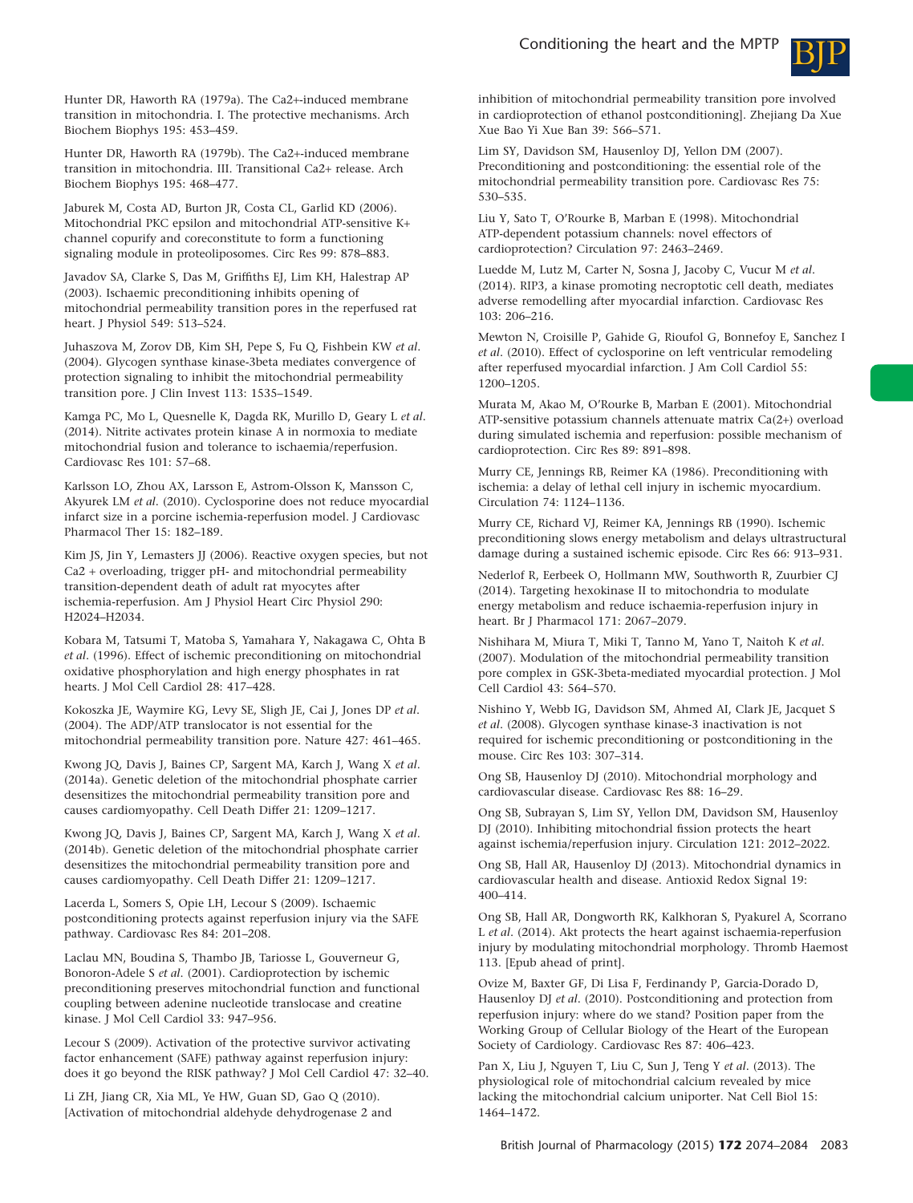Hunter DR, Haworth RA (1979a). The Ca2+-induced membrane transition in mitochondria. I. The protective mechanisms. Arch Biochem Biophys 195: 453–459.

Hunter DR, Haworth RA (1979b). The Ca2+-induced membrane transition in mitochondria. III. Transitional Ca2+ release. Arch Biochem Biophys 195: 468–477.

Jaburek M, Costa AD, Burton JR, Costa CL, Garlid KD (2006). Mitochondrial PKC epsilon and mitochondrial ATP-sensitive K+ channel copurify and coreconstitute to form a functioning signaling module in proteoliposomes. Circ Res 99: 878–883.

Javadov SA, Clarke S, Das M, Griffiths EJ, Lim KH, Halestrap AP (2003). Ischaemic preconditioning inhibits opening of mitochondrial permeability transition pores in the reperfused rat heart. J Physiol 549: 513–524.

Juhaszova M, Zorov DB, Kim SH, Pepe S, Fu Q, Fishbein KW *et al*. (2004). Glycogen synthase kinase-3beta mediates convergence of protection signaling to inhibit the mitochondrial permeability transition pore. J Clin Invest 113: 1535–1549.

Kamga PC, Mo L, Quesnelle K, Dagda RK, Murillo D, Geary L *et al*. (2014). Nitrite activates protein kinase A in normoxia to mediate mitochondrial fusion and tolerance to ischaemia/reperfusion. Cardiovasc Res 101: 57–68.

Karlsson LO, Zhou AX, Larsson E, Astrom-Olsson K, Mansson C, Akyurek LM *et al*. (2010). Cyclosporine does not reduce myocardial infarct size in a porcine ischemia-reperfusion model. J Cardiovasc Pharmacol Ther 15: 182–189.

Kim JS, Jin Y, Lemasters JJ (2006). Reactive oxygen species, but not Ca2 + overloading, trigger pH- and mitochondrial permeability transition-dependent death of adult rat myocytes after ischemia-reperfusion. Am J Physiol Heart Circ Physiol 290: H2024–H2034.

Kobara M, Tatsumi T, Matoba S, Yamahara Y, Nakagawa C, Ohta B *et al*. (1996). Effect of ischemic preconditioning on mitochondrial oxidative phosphorylation and high energy phosphates in rat hearts. J Mol Cell Cardiol 28: 417–428.

Kokoszka JE, Waymire KG, Levy SE, Sligh JE, Cai J, Jones DP *et al*. (2004). The ADP/ATP translocator is not essential for the mitochondrial permeability transition pore. Nature 427: 461–465.

Kwong JQ, Davis J, Baines CP, Sargent MA, Karch J, Wang X *et al*. (2014a). Genetic deletion of the mitochondrial phosphate carrier desensitizes the mitochondrial permeability transition pore and causes cardiomyopathy. Cell Death Differ 21: 1209–1217.

Kwong JQ, Davis J, Baines CP, Sargent MA, Karch J, Wang X *et al*. (2014b). Genetic deletion of the mitochondrial phosphate carrier desensitizes the mitochondrial permeability transition pore and causes cardiomyopathy. Cell Death Differ 21: 1209–1217.

Lacerda L, Somers S, Opie LH, Lecour S (2009). Ischaemic postconditioning protects against reperfusion injury via the SAFE pathway. Cardiovasc Res 84: 201–208.

Laclau MN, Boudina S, Thambo JB, Tariosse L, Gouverneur G, Bonoron-Adele S *et al*. (2001). Cardioprotection by ischemic preconditioning preserves mitochondrial function and functional coupling between adenine nucleotide translocase and creatine kinase. J Mol Cell Cardiol 33: 947–956.

Lecour S (2009). Activation of the protective survivor activating factor enhancement (SAFE) pathway against reperfusion injury: does it go beyond the RISK pathway? J Mol Cell Cardiol 47: 32–40.

Li ZH, Jiang CR, Xia ML, Ye HW, Guan SD, Gao Q (2010). [Activation of mitochondrial aldehyde dehydrogenase 2 and inhibition of mitochondrial permeability transition pore involved in cardioprotection of ethanol postconditioning]. Zhejiang Da Xue Xue Bao Yi Xue Ban 39: 566–571.

Lim SY, Davidson SM, Hausenloy DJ, Yellon DM (2007). Preconditioning and postconditioning: the essential role of the mitochondrial permeability transition pore. Cardiovasc Res 75: 530–535.

Liu Y, Sato T, O'Rourke B, Marban E (1998). Mitochondrial ATP-dependent potassium channels: novel effectors of cardioprotection? Circulation 97: 2463–2469.

Luedde M, Lutz M, Carter N, Sosna J, Jacoby C, Vucur M *et al*. (2014). RIP3, a kinase promoting necroptotic cell death, mediates adverse remodelling after myocardial infarction. Cardiovasc Res 103: 206–216.

Mewton N, Croisille P, Gahide G, Rioufol G, Bonnefoy E, Sanchez I *et al*. (2010). Effect of cyclosporine on left ventricular remodeling after reperfused myocardial infarction. J Am Coll Cardiol 55: 1200–1205.

Murata M, Akao M, O'Rourke B, Marban E (2001). Mitochondrial ATP-sensitive potassium channels attenuate matrix Ca(2+) overload during simulated ischemia and reperfusion: possible mechanism of cardioprotection. Circ Res 89: 891–898.

Murry CE, Jennings RB, Reimer KA (1986). Preconditioning with ischemia: a delay of lethal cell injury in ischemic myocardium. Circulation 74: 1124–1136.

Murry CE, Richard VJ, Reimer KA, Jennings RB (1990). Ischemic preconditioning slows energy metabolism and delays ultrastructural damage during a sustained ischemic episode. Circ Res 66: 913–931.

Nederlof R, Eerbeek O, Hollmann MW, Southworth R, Zuurbier CJ (2014). Targeting hexokinase II to mitochondria to modulate energy metabolism and reduce ischaemia-reperfusion injury in heart. Br J Pharmacol 171: 2067–2079.

Nishihara M, Miura T, Miki T, Tanno M, Yano T, Naitoh K *et al*. (2007). Modulation of the mitochondrial permeability transition pore complex in GSK-3beta-mediated myocardial protection. J Mol Cell Cardiol 43: 564–570.

Nishino Y, Webb IG, Davidson SM, Ahmed AI, Clark JE, Jacquet S *et al*. (2008). Glycogen synthase kinase-3 inactivation is not required for ischemic preconditioning or postconditioning in the mouse. Circ Res 103: 307–314.

Ong SB, Hausenloy DJ (2010). Mitochondrial morphology and cardiovascular disease. Cardiovasc Res 88: 16–29.

Ong SB, Subrayan S, Lim SY, Yellon DM, Davidson SM, Hausenloy DJ (2010). Inhibiting mitochondrial fission protects the heart against ischemia/reperfusion injury. Circulation 121: 2012–2022.

Ong SB, Hall AR, Hausenloy DJ (2013). Mitochondrial dynamics in cardiovascular health and disease. Antioxid Redox Signal 19: 400–414.

Ong SB, Hall AR, Dongworth RK, Kalkhoran S, Pyakurel A, Scorrano L *et al*. (2014). Akt protects the heart against ischaemia-reperfusion injury by modulating mitochondrial morphology. Thromb Haemost 113. [Epub ahead of print].

Ovize M, Baxter GF, Di Lisa F, Ferdinandy P, Garcia-Dorado D, Hausenloy DJ *et al*. (2010). Postconditioning and protection from reperfusion injury: where do we stand? Position paper from the Working Group of Cellular Biology of the Heart of the European Society of Cardiology. Cardiovasc Res 87: 406–423.

Pan X, Liu J, Nguyen T, Liu C, Sun J, Teng Y *et al*. (2013). The physiological role of mitochondrial calcium revealed by mice lacking the mitochondrial calcium uniporter. Nat Cell Biol 15: 1464–1472.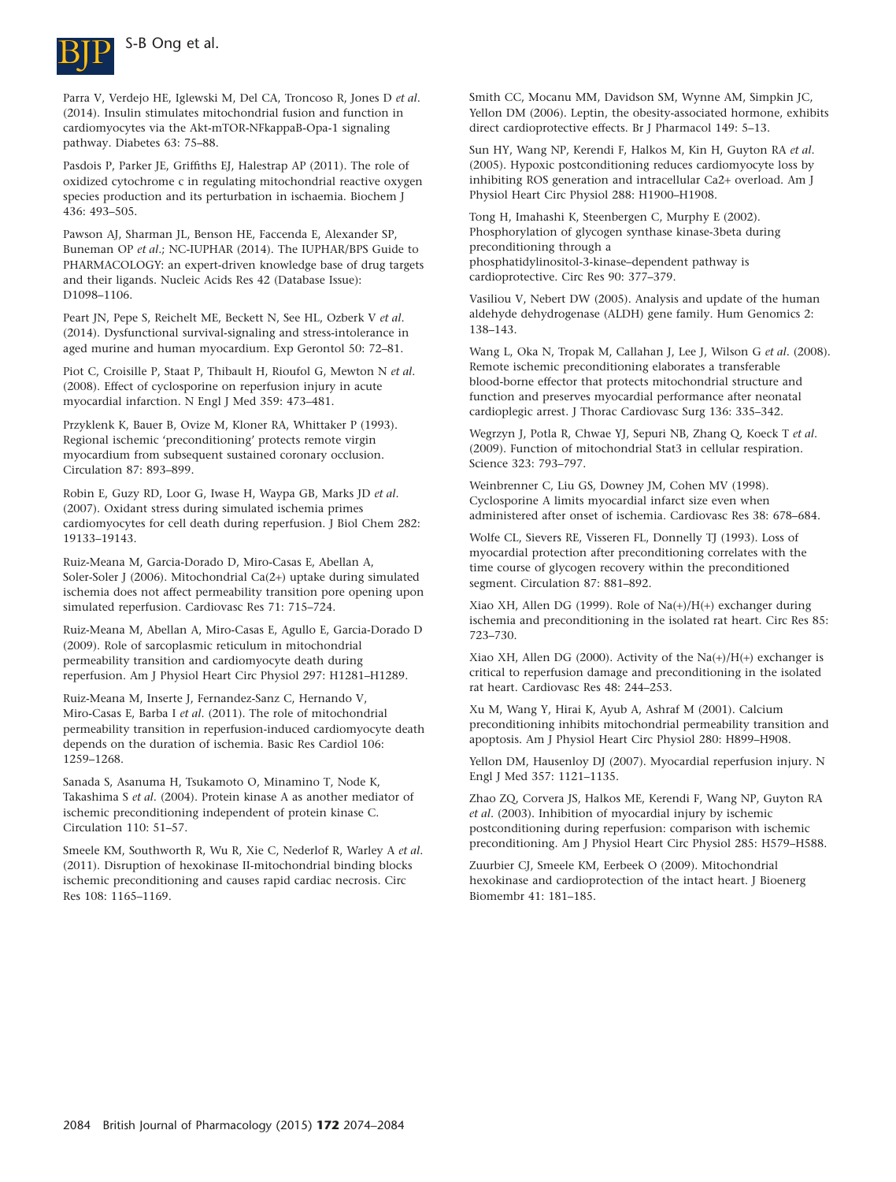Parra V, Verdejo HE, Iglewski M, Del CA, Troncoso R, Jones D *et al*. (2014). Insulin stimulates mitochondrial fusion and function in cardiomyocytes via the Akt-mTOR-NFkappaB-Opa-1 signaling pathway. Diabetes 63: 75–88.

Pasdois P, Parker JE, Griffiths EJ, Halestrap AP (2011). The role of oxidized cytochrome c in regulating mitochondrial reactive oxygen species production and its perturbation in ischaemia. Biochem J 436: 493–505.

Pawson AJ, Sharman JL, Benson HE, Faccenda E, Alexander SP, Buneman OP *et al*.; NC-IUPHAR (2014). The IUPHAR/BPS Guide to PHARMACOLOGY: an expert-driven knowledge base of drug targets and their ligands. Nucleic Acids Res 42 (Database Issue): D1098–1106.

Peart JN, Pepe S, Reichelt ME, Beckett N, See HL, Ozberk V *et al*. (2014). Dysfunctional survival-signaling and stress-intolerance in aged murine and human myocardium. Exp Gerontol 50: 72–81.

Piot C, Croisille P, Staat P, Thibault H, Rioufol G, Mewton N *et al*. (2008). Effect of cyclosporine on reperfusion injury in acute myocardial infarction. N Engl J Med 359: 473–481.

Przyklenk K, Bauer B, Ovize M, Kloner RA, Whittaker P (1993). Regional ischemic 'preconditioning' protects remote virgin myocardium from subsequent sustained coronary occlusion. Circulation 87: 893–899.

Robin E, Guzy RD, Loor G, Iwase H, Waypa GB, Marks JD *et al*. (2007). Oxidant stress during simulated ischemia primes cardiomyocytes for cell death during reperfusion. J Biol Chem 282: 19133–19143.

Ruiz-Meana M, Garcia-Dorado D, Miro-Casas E, Abellan A, Soler-Soler J (2006). Mitochondrial Ca(2+) uptake during simulated ischemia does not affect permeability transition pore opening upon simulated reperfusion. Cardiovasc Res 71: 715–724.

Ruiz-Meana M, Abellan A, Miro-Casas E, Agullo E, Garcia-Dorado D (2009). Role of sarcoplasmic reticulum in mitochondrial permeability transition and cardiomyocyte death during reperfusion. Am J Physiol Heart Circ Physiol 297: H1281–H1289.

Ruiz-Meana M, Inserte J, Fernandez-Sanz C, Hernando V, Miro-Casas E, Barba I *et al*. (2011). The role of mitochondrial permeability transition in reperfusion-induced cardiomyocyte death depends on the duration of ischemia. Basic Res Cardiol 106: 1259–1268.

Sanada S, Asanuma H, Tsukamoto O, Minamino T, Node K, Takashima S *et al*. (2004). Protein kinase A as another mediator of ischemic preconditioning independent of protein kinase C. Circulation 110: 51–57.

Smeele KM, Southworth R, Wu R, Xie C, Nederlof R, Warley A *et al*. (2011). Disruption of hexokinase II-mitochondrial binding blocks ischemic preconditioning and causes rapid cardiac necrosis. Circ Res 108: 1165–1169.

Smith CC, Mocanu MM, Davidson SM, Wynne AM, Simpkin JC, Yellon DM (2006). Leptin, the obesity-associated hormone, exhibits direct cardioprotective effects. Br J Pharmacol 149: 5–13.

Sun HY, Wang NP, Kerendi F, Halkos M, Kin H, Guyton RA *et al*. (2005). Hypoxic postconditioning reduces cardiomyocyte loss by inhibiting ROS generation and intracellular Ca2+ overload. Am J Physiol Heart Circ Physiol 288: H1900–H1908.

Tong H, Imahashi K, Steenbergen C, Murphy E (2002). Phosphorylation of glycogen synthase kinase-3beta during preconditioning through a phosphatidylinositol-3-kinase–dependent pathway is cardioprotective. Circ Res 90: 377–379.

Vasiliou V, Nebert DW (2005). Analysis and update of the human aldehyde dehydrogenase (ALDH) gene family. Hum Genomics 2: 138–143.

Wang L, Oka N, Tropak M, Callahan J, Lee J, Wilson G *et al*. (2008). Remote ischemic preconditioning elaborates a transferable blood-borne effector that protects mitochondrial structure and function and preserves myocardial performance after neonatal cardioplegic arrest. J Thorac Cardiovasc Surg 136: 335–342.

Wegrzyn J, Potla R, Chwae YJ, Sepuri NB, Zhang Q, Koeck T *et al*. (2009). Function of mitochondrial Stat3 in cellular respiration. Science 323: 793–797.

Weinbrenner C, Liu GS, Downey JM, Cohen MV (1998). Cyclosporine A limits myocardial infarct size even when administered after onset of ischemia. Cardiovasc Res 38: 678–684.

Wolfe CL, Sievers RE, Visseren FL, Donnelly TJ (1993). Loss of myocardial protection after preconditioning correlates with the time course of glycogen recovery within the preconditioned segment. Circulation 87: 881–892.

Xiao XH, Allen DG (1999). Role of Na(+)/H(+) exchanger during ischemia and preconditioning in the isolated rat heart. Circ Res 85: 723–730.

Xiao XH, Allen DG (2000). Activity of the Na(+)/H(+) exchanger is critical to reperfusion damage and preconditioning in the isolated rat heart. Cardiovasc Res 48: 244–253.

Xu M, Wang Y, Hirai K, Ayub A, Ashraf M (2001). Calcium preconditioning inhibits mitochondrial permeability transition and apoptosis. Am J Physiol Heart Circ Physiol 280: H899–H908.

Yellon DM, Hausenloy DJ (2007). Myocardial reperfusion injury. N Engl J Med 357: 1121–1135.

Zhao ZQ, Corvera JS, Halkos ME, Kerendi F, Wang NP, Guyton RA *et al*. (2003). Inhibition of myocardial injury by ischemic postconditioning during reperfusion: comparison with ischemic preconditioning. Am J Physiol Heart Circ Physiol 285: H579–H588.

Zuurbier CJ, Smeele KM, Eerbeek O (2009). Mitochondrial hexokinase and cardioprotection of the intact heart. J Bioenerg Biomembr 41: 181–185.